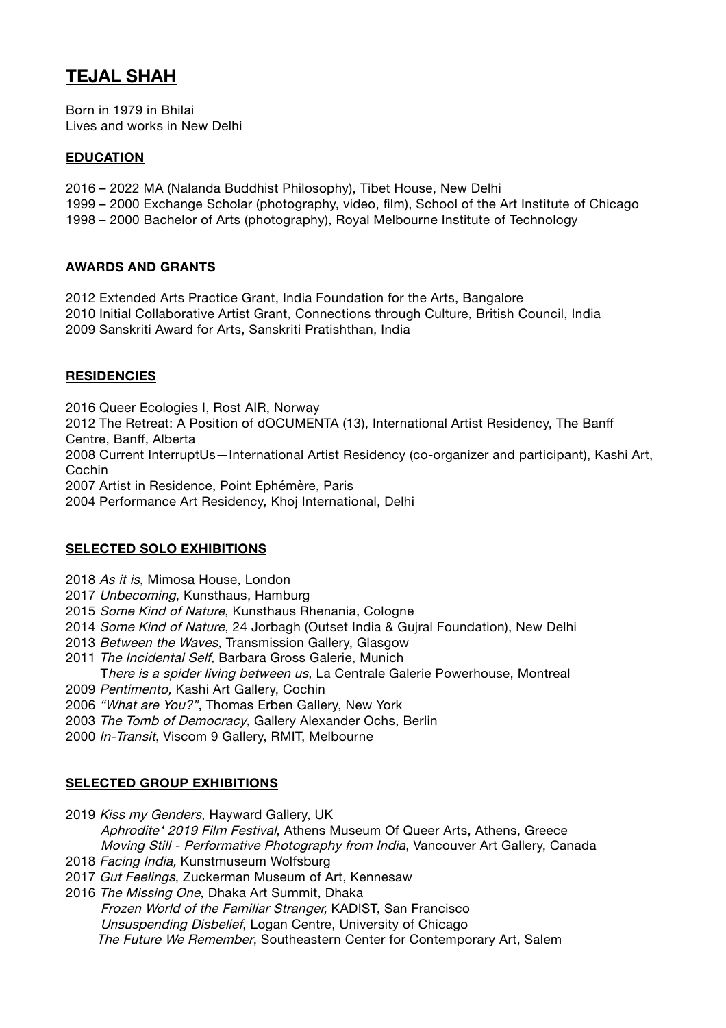# TEJAL SHAH

Born in 1979 in Bhilai
Lives and works in New Delhi

## EDUCATION

2016 – 2022 MA (Nalanda Buddhist Philosophy), Tibet House, New Delhi
1999 – 2000 Exchange Scholar (photography, video, film), School of the Art Institute of Chicago
1998 – 2000 Bachelor of Arts (photography), Royal Melbourne Institute of Technology

## AWARDS AND GRANTS

2012 Extended Arts Practice Grant, India Foundation for the Arts, Bangalore
2010 Initial Collaborative Artist Grant, Connections through Culture, British Council, India
2009 Sanskriti Award for Arts, Sanskriti Pratishthan, India

## RESIDENCIES

2016 Queer Ecologies I, Rost AIR, Norway
2012 The Retreat: A Position of dOCUMENTA (13), International Artist Residency, The Banff Centre, Banff, Alberta
2008 Current InterruptUs—International Artist Residency (co-organizer and participant), Kashi Art, Cochin
2007 Artist in Residence, Point Ephémère, Paris
2004 Performance Art Residency, Khoj International, Delhi

## SELECTED SOLO EXHIBITIONS

2018 *As it is*, Mimosa House, London
2017 *Unbecoming*, Kunsthaus, Hamburg
2015 *Some Kind of Nature*, Kunsthaus Rhenania, Cologne
2014 *Some Kind of Nature*, 24 Jorbagh (Outset India & Gujral Foundation), New Delhi
2013 *Between the Waves,* Transmission Gallery, Glasgow
2011 *The Incidental Self,* Barbara Gross Galerie, Munich
T*here is a spider living between us*, La Centrale Galerie Powerhouse, Montreal
2009 *Pentimento,* Kashi Art Gallery, Cochin
2006 *"What are You?"*, Thomas Erben Gallery, New York
2003 *The Tomb of Democracy*, Gallery Alexander Ochs, Berlin
2000 *In-Transit*, Viscom 9 Gallery, RMIT, Melbourne

## SELECTED GROUP EXHIBITIONS

2019 *Kiss my Genders*, Hayward Gallery, UK
*Aphrodite* 2019 Film Festival*, Athens Museum Of Queer Arts, Athens, Greece
*Moving Still - Performative Photography from India*, Vancouver Art Gallery, Canada
2018 *Facing India,* Kunstmuseum Wolfsburg
2017 *Gut Feelings*, Zuckerman Museum of Art, Kennesaw
2016 *The Missing One*, Dhaka Art Summit, Dhaka
*Frozen World of the Familiar Stranger,* KADIST, San Francisco
*Unsuspending Disbelief*, Logan Centre, University of Chicago
*The Future We Remember*, Southeastern Center for Contemporary Art, Salem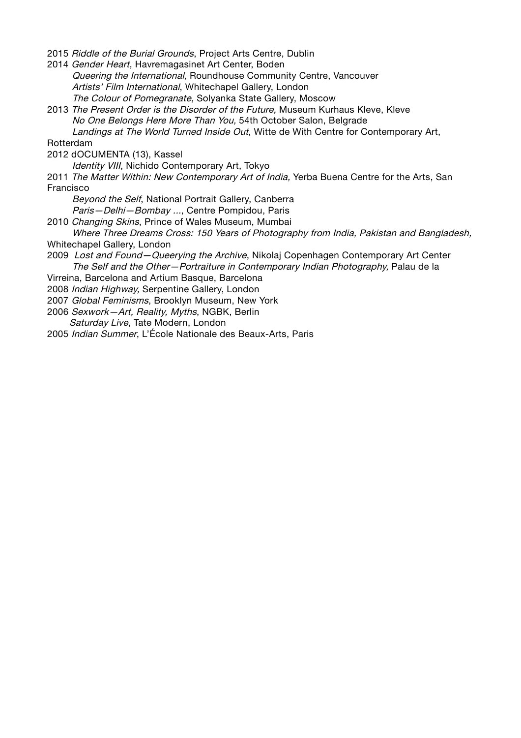2015 *Riddle of the Burial Grounds*, Project Arts Centre, Dublin
2014 *Gender Heart*, Havremagasinet Art Center, Boden
*Queering the International,* Roundhouse Community Centre, Vancouver
*Artists' Film International*, Whitechapel Gallery, London
*The Colour of Pomegranate*, Solyanka State Gallery, Moscow
2013 *The Present Order is the Disorder of the Future,* Museum Kurhaus Kleve, Kleve
*No One Belongs Here More Than You,* 54th October Salon, Belgrade
*Landings at The World Turned Inside Out*, Witte de With Centre for Contemporary Art, Rotterdam
2012 dOCUMENTA (13), Kassel
*Identity VIII*, Nichido Contemporary Art, Tokyo
2011 *The Matter Within: New Contemporary Art of India,* Yerba Buena Centre for the Arts, San Francisco
*Beyond the Self*, National Portrait Gallery, Canberra
*Paris—Delhi—Bombay ...*, Centre Pompidou, Paris
2010 *Changing Skins*, Prince of Wales Museum, Mumbai
*Where Three Dreams Cross: 150 Years of Photography from India, Pakistan and Bangladesh,* Whitechapel Gallery, London
2009 *Lost and Found—Queerying the Archive*, Nikolaj Copenhagen Contemporary Art Center
*The Self and the Other—Portraiture in Contemporary Indian Photography,* Palau de la Virreina, Barcelona and Artium Basque, Barcelona
2008 *Indian Highway,* Serpentine Gallery, London
2007 *Global Feminisms*, Brooklyn Museum, New York
2006 *Sexwork—Art, Reality, Myths*, NGBK, Berlin
*Saturday Live*, Tate Modern, London
2005 *Indian Summer*, L'École Nationale des Beaux-Arts, Paris